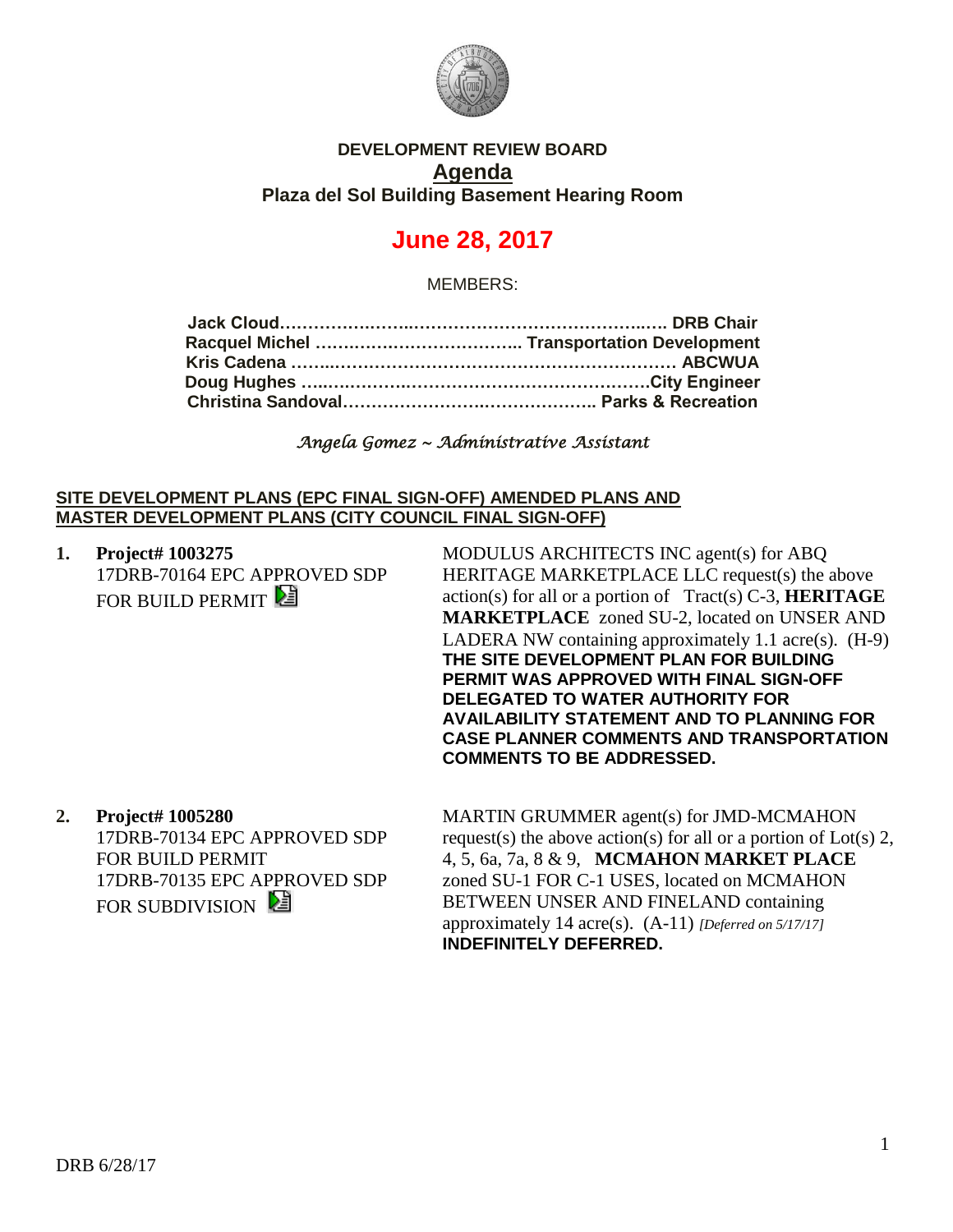**DEVELOPMENT REVIEW BOARD**

# Agenda

**Plaza del Sol Building Basement Hearing Room**

## June 28, 2017

MEMBERS:

**Jack Cloud……………………………………………………… DRB Chair**
**Racquel Michel ……………………………. Transportation Development**
**Kris Cadena ………………………………………………………… ABCWUA**
**Doug Hughes …………………………………………………City Engineer**
**Christina Sandoval……………………………………….. Parks & Recreation**

*Angela Gomez ~ Administrative Assistant*

**SITE DEVELOPMENT PLANS (EPC FINAL SIGN-OFF) AMENDED PLANS AND MASTER DEVELOPMENT PLANS (CITY COUNCIL FINAL SIGN-OFF)**

1. **Project# 1003275**
17DRB-70164 EPC APPROVED SDP FOR BUILD PERMIT

MODULUS ARCHITECTS INC agent(s) for ABQ HERITAGE MARKETPLACE LLC request(s) the above action(s) for all or a portion of Tract(s) C-3, **HERITAGE MARKETPLACE** zoned SU-2, located on UNSER AND LADERA NW containing approximately 1.1 acre(s). (H-9)
**THE SITE DEVELOPMENT PLAN FOR BUILDING PERMIT WAS APPROVED WITH FINAL SIGN-OFF DELEGATED TO WATER AUTHORITY FOR AVAILABILITY STATEMENT AND TO PLANNING FOR CASE PLANNER COMMENTS AND TRANSPORTATION COMMENTS TO BE ADDRESSED.**

2. **Project# 1005280**
17DRB-70134 EPC APPROVED SDP FOR BUILD PERMIT
17DRB-70135 EPC APPROVED SDP FOR SUBDIVISION

MARTIN GRUMMER agent(s) for JMD-MCMAHON request(s) the above action(s) for all or a portion of Lot(s) 2, 4, 5, 6a, 7a, 8 & 9, **MCMAHON MARKET PLACE** zoned SU-1 FOR C-1 USES, located on MCMAHON BETWEEN UNSER AND FINELAND containing approximately 14 acre(s). (A-11) *[Deferred on 5/17/17]*
**INDEFINITELY DEFERRED.**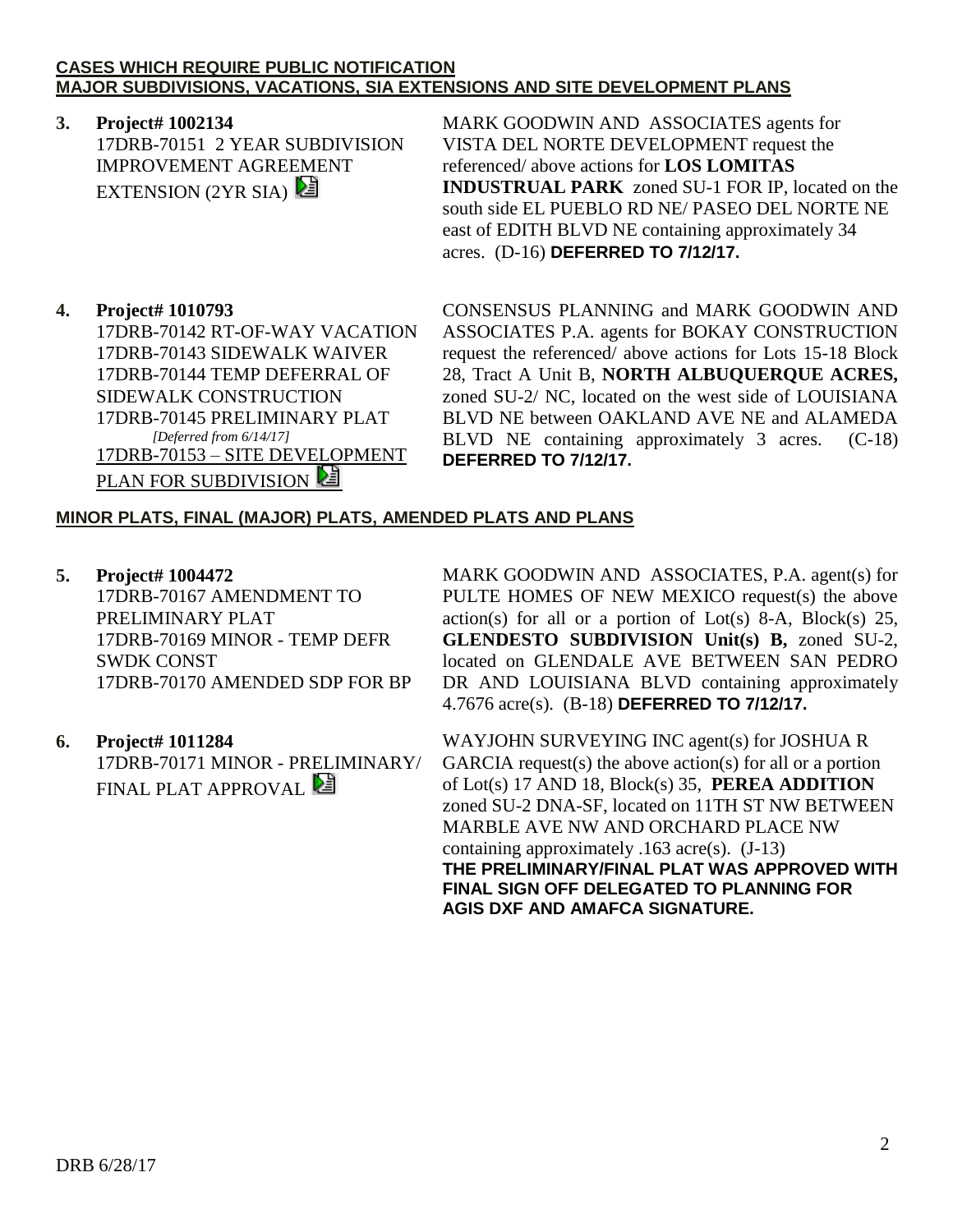**CASES WHICH REQUIRE PUBLIC NOTIFICATION**
**MAJOR SUBDIVISIONS, VACATIONS, SIA EXTENSIONS AND SITE DEVELOPMENT PLANS**

**3. Project# 1002134**
17DRB-70151 2 YEAR SUBDIVISION IMPROVEMENT AGREEMENT EXTENSION (2YR SIA)

MARK GOODWIN AND ASSOCIATES agents for VISTA DEL NORTE DEVELOPMENT request the referenced/ above actions for **LOS LOMITAS INDUSTRUAL PARK** zoned SU-1 FOR IP, located on the south side EL PUEBLO RD NE/ PASEO DEL NORTE NE east of EDITH BLVD NE containing approximately 34 acres. (D-16) **DEFERRED TO 7/12/17.**

**4. Project# 1010793**
17DRB-70142 RT-OF-WAY VACATION
17DRB-70143 SIDEWALK WAIVER
17DRB-70144 TEMP DEFERRAL OF SIDEWALK CONSTRUCTION
17DRB-70145 PRELIMINARY PLAT
*[Deferred from 6/14/17]*
17DRB-70153 – SITE DEVELOPMENT PLAN FOR SUBDIVISION

CONSENSUS PLANNING and MARK GOODWIN AND ASSOCIATES P.A. agents for BOKAY CONSTRUCTION request the referenced/ above actions for Lots 15-18 Block 28, Tract A Unit B, **NORTH ALBUQUERQUE ACRES,** zoned SU-2/ NC, located on the west side of LOUISIANA BLVD NE between OAKLAND AVE NE and ALAMEDA BLVD NE containing approximately 3 acres. (C-18) **DEFERRED TO 7/12/17.**

**MINOR PLATS, FINAL (MAJOR) PLATS, AMENDED PLATS AND PLANS**

**5. Project# 1004472**
17DRB-70167 AMENDMENT TO PRELIMINARY PLAT
17DRB-70169 MINOR - TEMP DEFR SWDK CONST
17DRB-70170 AMENDED SDP FOR BP

MARK GOODWIN AND ASSOCIATES, P.A. agent(s) for PULTE HOMES OF NEW MEXICO request(s) the above action(s) for all or a portion of Lot(s) 8-A, Block(s) 25, **GLENDESTO SUBDIVISION Unit(s) B,** zoned SU-2, located on GLENDALE AVE BETWEEN SAN PEDRO DR AND LOUISIANA BLVD containing approximately 4.7676 acre(s). (B-18) **DEFERRED TO 7/12/17.**

**6. Project# 1011284**
17DRB-70171 MINOR - PRELIMINARY/ FINAL PLAT APPROVAL

WAYJOHN SURVEYING INC agent(s) for JOSHUA R GARCIA request(s) the above action(s) for all or a portion of Lot(s) 17 AND 18, Block(s) 35, **PEREA ADDITION** zoned SU-2 DNA-SF, located on 11TH ST NW BETWEEN MARBLE AVE NW AND ORCHARD PLACE NW containing approximately .163 acre(s). (J-13) **THE PRELIMINARY/FINAL PLAT WAS APPROVED WITH FINAL SIGN OFF DELEGATED TO PLANNING FOR AGIS DXF AND AMAFCA SIGNATURE.**

DRB 6/28/17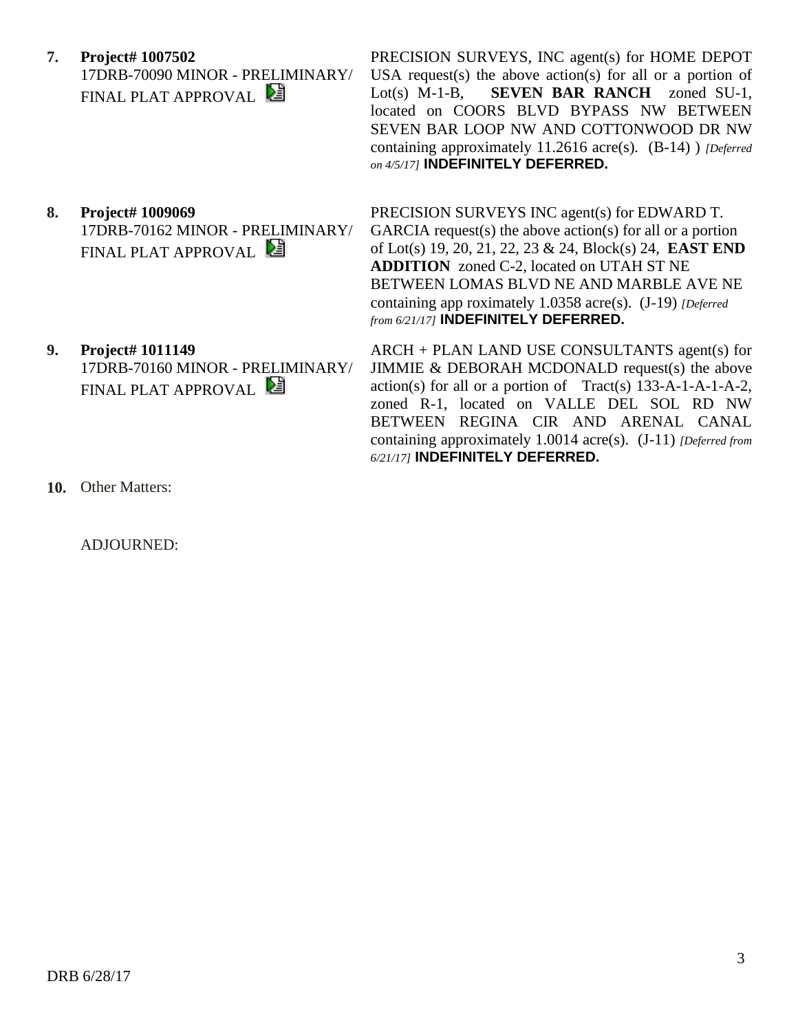**7.** **Project# 1007502**
17DRB-70090 MINOR - PRELIMINARY/ FINAL PLAT APPROVAL

PRECISION SURVEYS, INC agent(s) for HOME DEPOT USA request(s) the above action(s) for all or a portion of Lot(s) M-1-B, **SEVEN BAR RANCH** zoned SU-1, located on COORS BLVD BYPASS NW BETWEEN SEVEN BAR LOOP NW AND COTTONWOOD DR NW containing approximately 11.2616 acre(s). (B-14) ) *[Deferred on 4/5/17]* **INDEFINITELY DEFERRED.**

**8.** **Project# 1009069**
17DRB-70162 MINOR - PRELIMINARY/ FINAL PLAT APPROVAL

PRECISION SURVEYS INC agent(s) for EDWARD T. GARCIA request(s) the above action(s) for all or a portion of Lot(s) 19, 20, 21, 22, 23 & 24, Block(s) 24, **EAST END ADDITION** zoned C-2, located on UTAH ST NE BETWEEN LOMAS BLVD NE AND MARBLE AVE NE containing app roximately 1.0358 acre(s). (J-19) *[Deferred from 6/21/17]* **INDEFINITELY DEFERRED.**

**9.** **Project# 1011149**
17DRB-70160 MINOR - PRELIMINARY/ FINAL PLAT APPROVAL

ARCH + PLAN LAND USE CONSULTANTS agent(s) for JIMMIE & DEBORAH MCDONALD request(s) the above action(s) for all or a portion of Tract(s) 133-A-1-A-1-A-2, zoned R-1, located on VALLE DEL SOL RD NW BETWEEN REGINA CIR AND ARENAL CANAL containing approximately 1.0014 acre(s). (J-11) *[Deferred from 6/21/17]* **INDEFINITELY DEFERRED.**

**10.** Other Matters:

ADJOURNED:

DRB 6/28/17